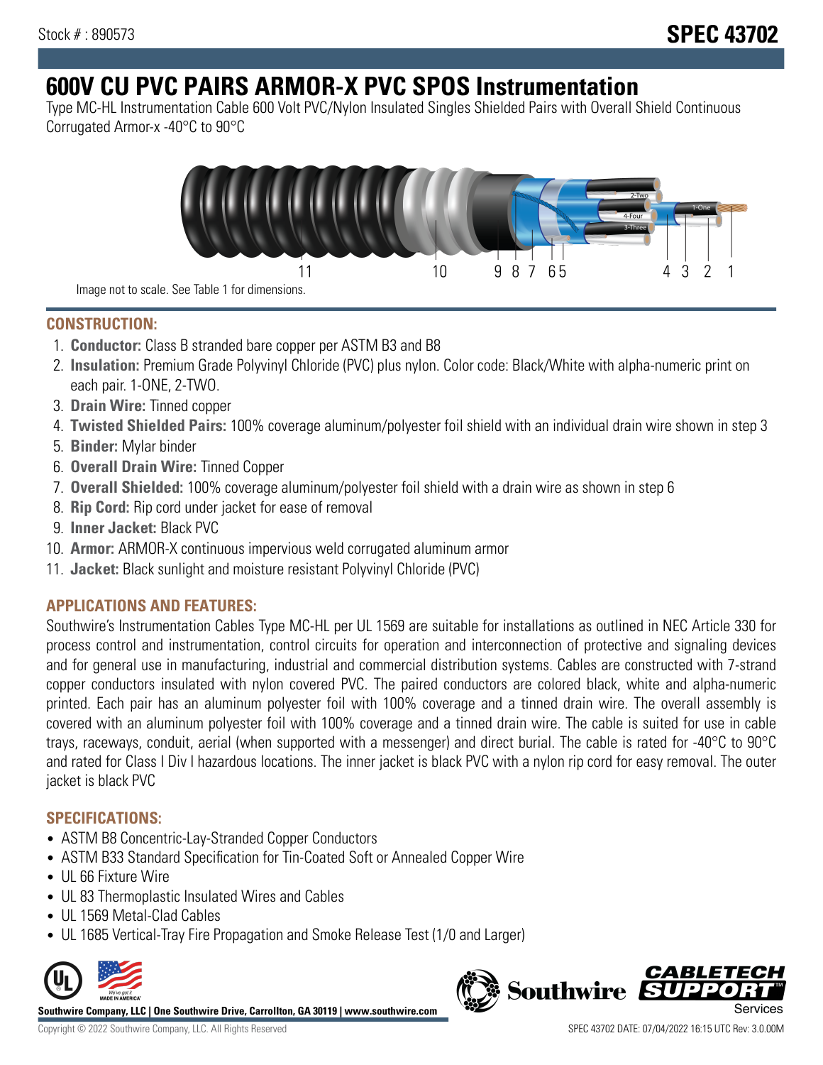Stock # : 890573

**SPEC 43702**

# 600V CU PVC PAIRS ARMOR-X PVC SPOS Instrumentation

Type MC-HL Instrumentation Cable 600 Volt PVC/Nylon Insulated Singles Shielded Pairs with Overall Shield Continuous Corrugated Armor-x -40°C to 90°C

Image not to scale. See Table 1 for dimensions.

## CONSTRUCTION:

1. **Conductor:** Class B stranded bare copper per ASTM B3 and B8
2. **Insulation:** Premium Grade Polyvinyl Chloride (PVC) plus nylon. Color code: Black/White with alpha-numeric print on each pair. 1-ONE, 2-TWO.
3. **Drain Wire:** Tinned copper
4. **Twisted Shielded Pairs:** 100% coverage aluminum/polyester foil shield with an individual drain wire shown in step 3
5. **Binder:** Mylar binder
6. **Overall Drain Wire:** Tinned Copper
7. **Overall Shielded:** 100% coverage aluminum/polyester foil shield with a drain wire as shown in step 6
8. **Rip Cord:** Rip cord under jacket for ease of removal
9. **Inner Jacket:** Black PVC
10. **Armor:** ARMOR-X continuous impervious weld corrugated aluminum armor
11. **Jacket:** Black sunlight and moisture resistant Polyvinyl Chloride (PVC)

## APPLICATIONS AND FEATURES:

Southwire's Instrumentation Cables Type MC-HL per UL 1569 are suitable for installations as outlined in NEC Article 330 for process control and instrumentation, control circuits for operation and interconnection of protective and signaling devices and for general use in manufacturing, industrial and commercial distribution systems. Cables are constructed with 7-strand copper conductors insulated with nylon covered PVC. The paired conductors are colored black, white and alpha-numeric printed. Each pair has an aluminum polyester foil with 100% coverage and a tinned drain wire. The overall assembly is covered with an aluminum polyester foil with 100% coverage and a tinned drain wire. The cable is suited for use in cable trays, raceways, conduit, aerial (when supported with a messenger) and direct burial. The cable is rated for -40°C to 90°C and rated for Class I Div I hazardous locations. The inner jacket is black PVC with a nylon rip cord for easy removal. The outer jacket is black PVC

## SPECIFICATIONS:

- ASTM B8 Concentric-Lay-Stranded Copper Conductors
- ASTM B33 Standard Specification for Tin-Coated Soft or Annealed Copper Wire
- UL 66 Fixture Wire
- UL 83 Thermoplastic Insulated Wires and Cables
- UL 1569 Metal-Clad Cables
- UL 1685 Vertical-Tray Fire Propagation and Smoke Release Test (1/0 and Larger)

**Southwire Company, LLC | One Southwire Drive, Carrollton, GA 30119 | www.southwire.com**

Copyright © 2022 Southwire Company, LLC. All Rights Reserved

SPEC 43702 DATE: 07/04/2022 16:15 UTC Rev: 3.0.00M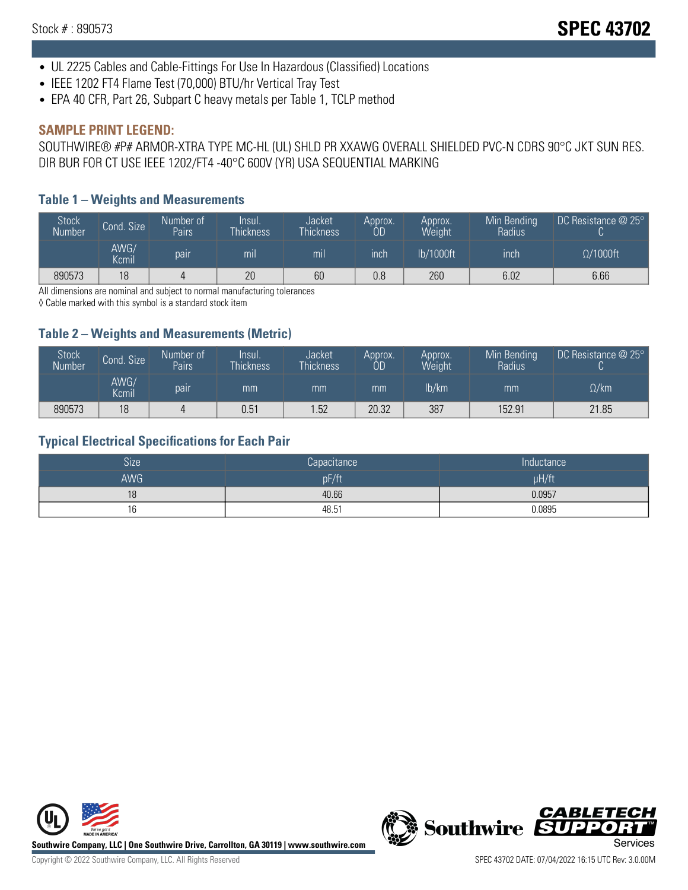- UL 2225 Cables and Cable-Fittings For Use In Hazardous (Classified) Locations
- IEEE 1202 FT4 Flame Test (70,000) BTU/hr Vertical Tray Test
- EPA 40 CFR, Part 26, Subpart C heavy metals per Table 1, TCLP method

## SAMPLE PRINT LEGEND:

SOUTHWIRE® #P# ARMOR-XTRA TYPE MC-HL (UL) SHLD PR XXAWG OVERALL SHIELDED PVC-N CDRS 90°C JKT SUN RES. DIR BUR FOR CT USE IEEE 1202/FT4 -40°C 600V (YR) USA SEQUENTIAL MARKING

## Table 1 – Weights and Measurements

| Stock Number | Cond. Size | Number of Pairs | Insul. Thickness | Jacket Thickness | Approx. OD | Approx. Weight | Min Bending Radius | DC Resistance @ 25° C |
|---|---|---|---|---|---|---|---|---|
| | AWG/ Kcmil | pair | mil | mil | inch | lb/1000ft | inch | Ω/1000ft |
| 890573 | 18 | 4 | 20 | 60 | 0.8 | 260 | 6.02 | 6.66 |

All dimensions are nominal and subject to normal manufacturing tolerances

◊ Cable marked with this symbol is a standard stock item

## Table 2 – Weights and Measurements (Metric)

| Stock Number | Cond. Size | Number of Pairs | Insul. Thickness | Jacket Thickness | Approx. OD | Approx. Weight | Min Bending Radius | DC Resistance @ 25° C |
|---|---|---|---|---|---|---|---|---|
| | AWG/ Kcmil | pair | mm | mm | mm | lb/km | mm | Ω/km |
| 890573 | 18 | 4 | 0.51 | 1.52 | 20.32 | 387 | 152.91 | 21.85 |

## Typical Electrical Specifications for Each Pair

| Size | Capacitance | Inductance |
|---|---|---|
| AWG | pF/ft | μH/ft |
| 18 | 40.66 | 0.0957 |
| 16 | 48.51 | 0.0895 |

Southwire Company, LLC | One Southwire Drive, Carrollton, GA 30119 | www.southwire.com

Copyright © 2022 Southwire Company, LLC. All Rights Reserved

SPEC 43702 DATE: 07/04/2022 16:15 UTC Rev: 3.0.00M